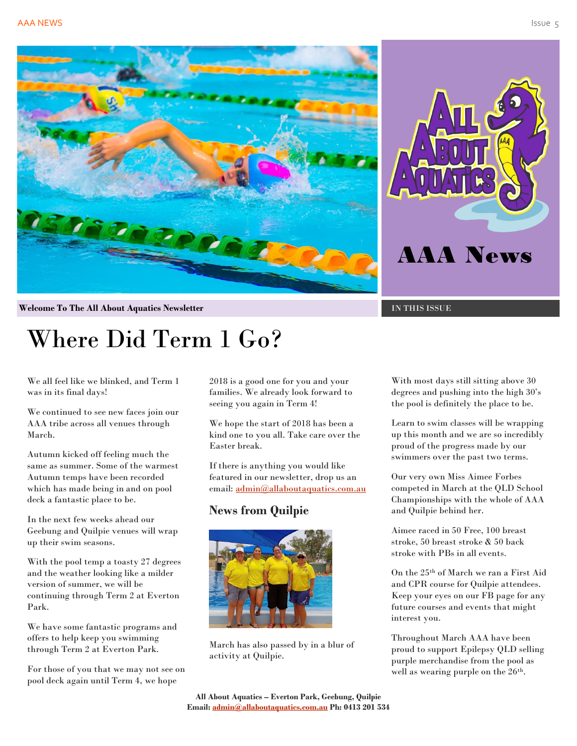AAA News

Welcome To The All About Aquatics Newsletter

IN THIS ISSUE

# Where Did Term 1 Go?

We all feel like we blinked, and Term 1 was in its final days!

We continued to see new faces join our AAA tribe across all venues through March.

Autumn kicked off feeling much the same as summer. Some of the warmest Autumn temps have been recorded which has made being in and on pool deck a fantastic place to be.

In the next few weeks ahead our Geebung and Quilpie venues will wrap up their swim seasons.

With the pool temp a toasty 27 degrees and the weather looking like a milder version of summer, we will be continuing through Term 2 at Everton Park.

We have some fantastic programs and offers to help keep you swimming through Term 2 at Everton Park.

For those of you that we may not see on pool deck again until Term 4, we hope 2018 is a good one for you and your families. We already look forward to seeing you again in Term 4!

We hope the start of 2018 has been a kind one to you all. Take care over the Easter break.

If there is anything you would like featured in our newsletter, drop us an email: admin@allaboutaquatics.com.au

## News from Quilpie

March has also passed by in a blur of activity at Quilpie.

With most days still sitting above 30 degrees and pushing into the high 30's the pool is definitely the place to be.

Learn to swim classes will be wrapping up this month and we are so incredibly proud of the progress made by our swimmers over the past two terms.

Our very own Miss Aimee Forbes competed in March at the QLD School Championships with the whole of AAA and Quilpie behind her.

Aimee raced in 50 Free, 100 breast stroke, 50 breast stroke & 50 back stroke with PBs in all events.

On the 25th of March we ran a First Aid and CPR course for Quilpie attendees. Keep your eyes on our FB page for any future courses and events that might interest you.

Throughout March AAA have been proud to support Epilepsy QLD selling purple merchandise from the pool as well as wearing purple on the 26th.

**All About Aquatics – Everton Park, Geebung, Quilpie**
**Email: admin@allaboutaquatics.com.au Ph: 0413 201 534**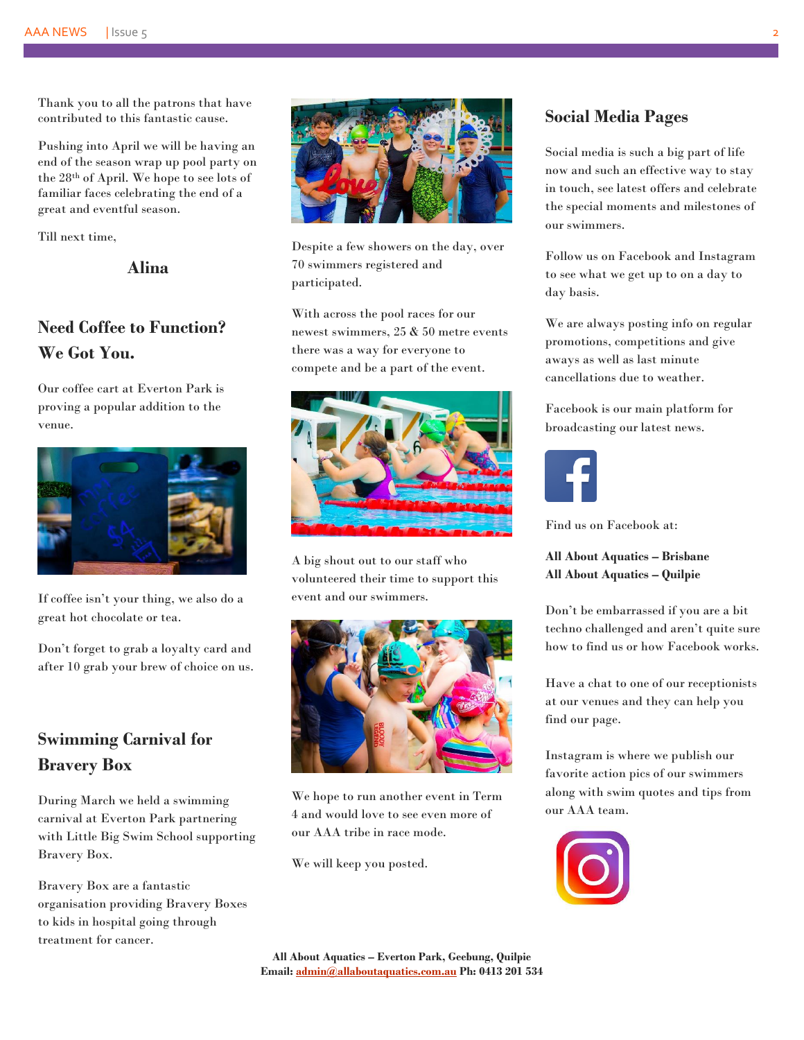Thank you to all the patrons that have contributed to this fantastic cause.

Pushing into April we will be having an end of the season wrap up pool party on the 28th of April. We hope to see lots of familiar faces celebrating the end of a great and eventful season.

Till next time,

**Alina**

## Need Coffee to Function? We Got You.

Our coffee cart at Everton Park is proving a popular addition to the venue.

If coffee isn't your thing, we also do a great hot chocolate or tea.

Don't forget to grab a loyalty card and after 10 grab your brew of choice on us.

## Swimming Carnival for Bravery Box

During March we held a swimming carnival at Everton Park partnering with Little Big Swim School supporting Bravery Box.

Bravery Box are a fantastic organisation providing Bravery Boxes to kids in hospital going through treatment for cancer.

Despite a few showers on the day, over 70 swimmers registered and participated.

With across the pool races for our newest swimmers, 25 & 50 metre events there was a way for everyone to compete and be a part of the event.

A big shout out to our staff who volunteered their time to support this event and our swimmers.

We hope to run another event in Term 4 and would love to see even more of our AAA tribe in race mode.

We will keep you posted.

## Social Media Pages

Social media is such a big part of life now and such an effective way to stay in touch, see latest offers and celebrate the special moments and milestones of our swimmers.

Follow us on Facebook and Instagram to see what we get up to on a day to day basis.

We are always posting info on regular promotions, competitions and give aways as well as last minute cancellations due to weather.

Facebook is our main platform for broadcasting our latest news.

Find us on Facebook at:

**All About Aquatics – Brisbane**
**All About Aquatics – Quilpie**

Don't be embarrassed if you are a bit techno challenged and aren't quite sure how to find us or how Facebook works.

Have a chat to one of our receptionists at our venues and they can help you find our page.

Instagram is where we publish our favorite action pics of our swimmers along with swim quotes and tips from our AAA team.

**All About Aquatics – Everton Park, Geebung, Quilpie**
**Email: admin@allaboutaquatics.com.au Ph: 0413 201 534**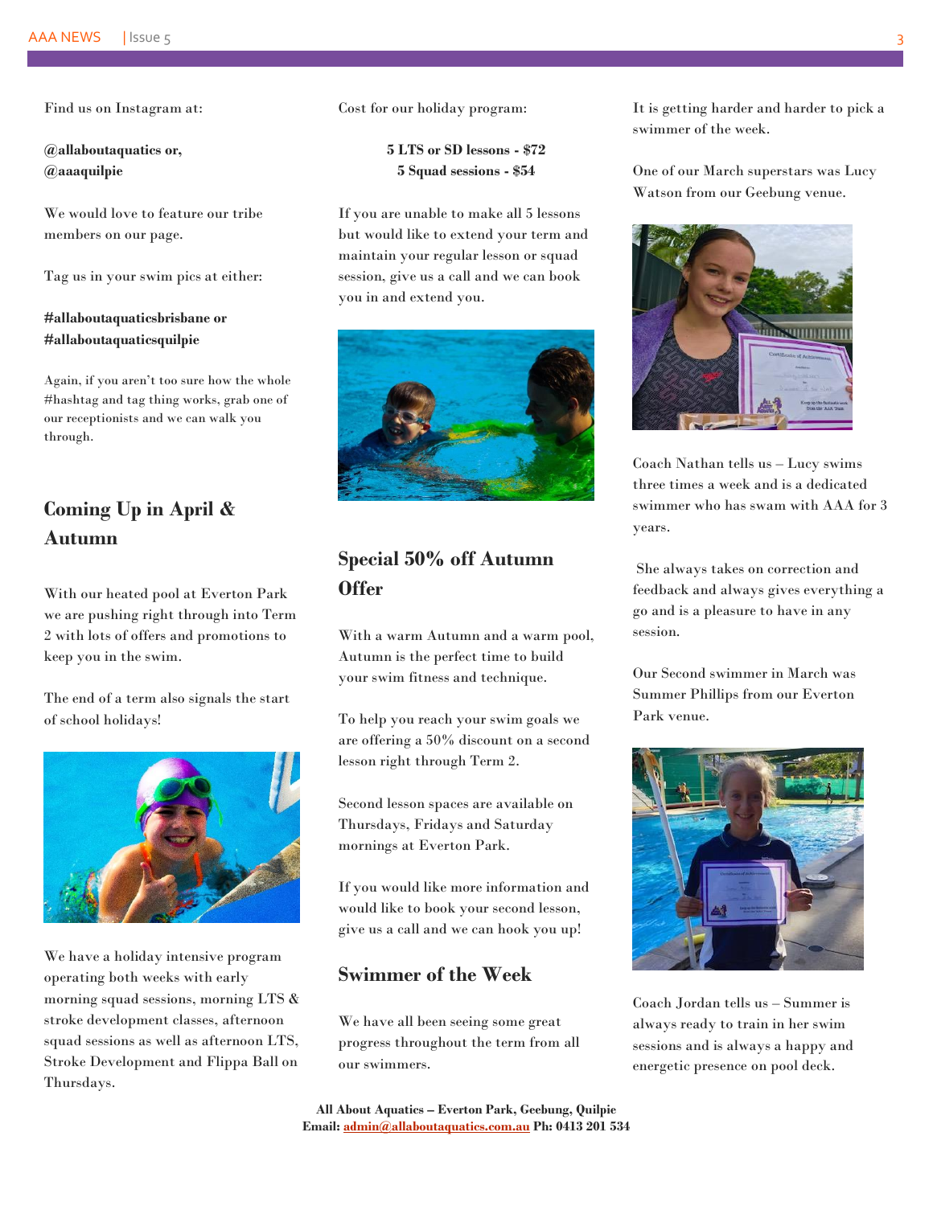Find us on Instagram at:

**@allaboutaquatics or, @aaaquilpie**

We would love to feature our tribe members on our page.

Tag us in your swim pics at either:

**#allaboutaquaticsbrisbane or #allaboutaquaticsquilpie**

Again, if you aren't too sure how the whole #hashtag and tag thing works, grab one of our receptionists and we can walk you through.

## Coming Up in April & Autumn

With our heated pool at Everton Park we are pushing right through into Term 2 with lots of offers and promotions to keep you in the swim.

The end of a term also signals the start of school holidays!

We have a holiday intensive program operating both weeks with early morning squad sessions, morning LTS & stroke development classes, afternoon squad sessions as well as afternoon LTS, Stroke Development and Flippa Ball on Thursdays.

Cost for our holiday program:

**5 LTS or SD lessons - $72**
**5 Squad sessions - $54**

If you are unable to make all 5 lessons but would like to extend your term and maintain your regular lesson or squad session, give us a call and we can book you in and extend you.

## Special 50% off Autumn Offer

With a warm Autumn and a warm pool, Autumn is the perfect time to build your swim fitness and technique.

To help you reach your swim goals we are offering a 50% discount on a second lesson right through Term 2.

Second lesson spaces are available on Thursdays, Fridays and Saturday mornings at Everton Park.

If you would like more information and would like to book your second lesson, give us a call and we can hook you up!

## Swimmer of the Week

We have all been seeing some great progress throughout the term from all our swimmers.

It is getting harder and harder to pick a swimmer of the week.

One of our March superstars was Lucy Watson from our Geebung venue.

Coach Nathan tells us – Lucy swims three times a week and is a dedicated swimmer who has swam with AAA for 3 years.

She always takes on correction and feedback and always gives everything a go and is a pleasure to have in any session.

Our Second swimmer in March was Summer Phillips from our Everton Park venue.

Coach Jordan tells us – Summer is always ready to train in her swim sessions and is always a happy and energetic presence on pool deck.

**All About Aquatics – Everton Park, Geebung, Quilpie**
**Email: admin@allaboutaquatics.com.au Ph: 0413 201 534**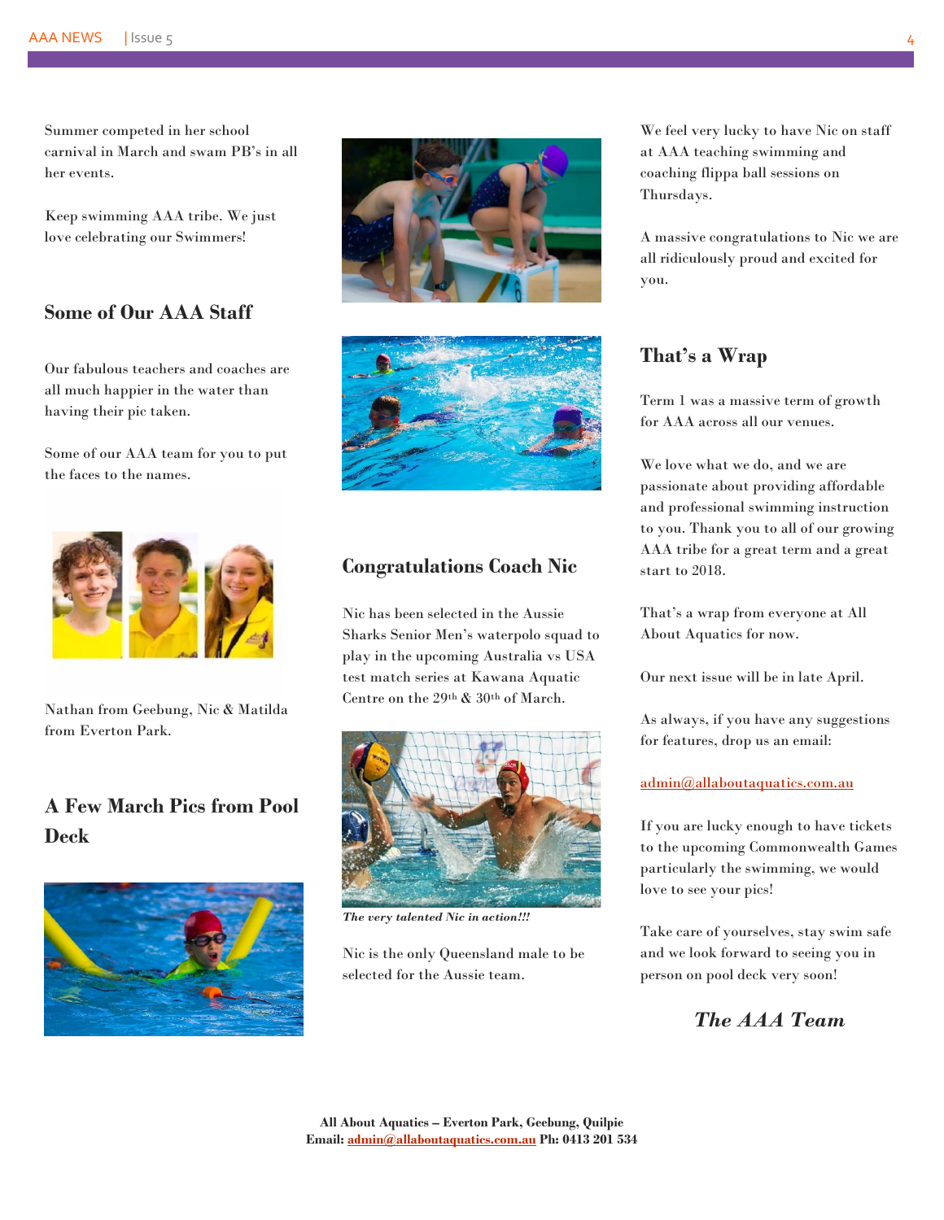Summer competed in her school carnival in March and swam PB's in all her events.

Keep swimming AAA tribe. We just love celebrating our Swimmers!

## Some of Our AAA Staff

Our fabulous teachers and coaches are all much happier in the water than having their pic taken.

Some of our AAA team for you to put the faces to the names.

Nathan from Geebung, Nic & Matilda from Everton Park.

## A Few March Pics from Pool Deck

## Congratulations Coach Nic

Nic has been selected in the Aussie Sharks Senior Men's waterpolo squad to play in the upcoming Australia vs USA test match series at Kawana Aquatic Centre on the 29th & 30th of March.

***The very talented Nic in action!!!***

Nic is the only Queensland male to be selected for the Aussie team.

We feel very lucky to have Nic on staff at AAA teaching swimming and coaching flippa ball sessions on Thursdays.

A massive congratulations to Nic we are all ridiculously proud and excited for you.

## That's a Wrap

Term 1 was a massive term of growth for AAA across all our venues.

We love what we do, and we are passionate about providing affordable and professional swimming instruction to you. Thank you to all of our growing AAA tribe for a great term and a great start to 2018.

That's a wrap from everyone at All About Aquatics for now.

Our next issue will be in late April.

As always, if you have any suggestions for features, drop us an email:

admin@allaboutaquatics.com.au

If you are lucky enough to have tickets to the upcoming Commonwealth Games particularly the swimming, we would love to see your pics!

Take care of yourselves, stay swim safe and we look forward to seeing you in person on pool deck very soon!

***The AAA Team***

**All About Aquatics – Everton Park, Geebung, Quilpie**
**Email: admin@allaboutaquatics.com.au Ph: 0413 201 534**